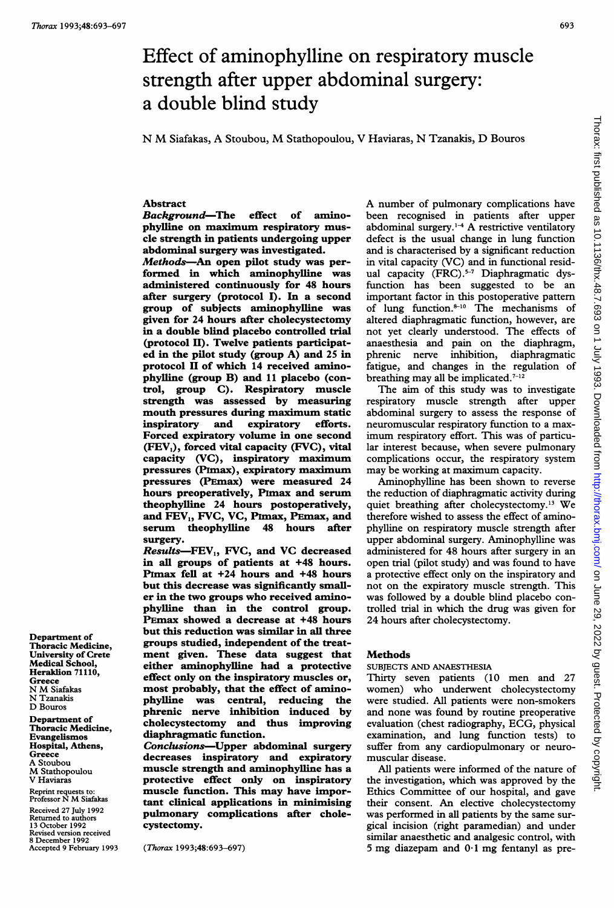# Effect of aminophylline on respiratory muscle strength after upper abdominal surgery: a double blind study

N M Siafakas, A Stoubou, M Stathopoulou, V Haviaras, N Tzanakis, D Bouros

Department of Thoracic Medicine, University of Crete Medical School, Heraklion 71110, Greece
N M Siafakas
N Tzanakis
D Bouros

Department of Thoracic Medicine, Evangelismos Hospital, Athens, Greece
A Stoubou
M Stathopoulou
V Haviaras

Reprint requests to: Professor N M Siafakas

Received 27 July 1992
Returned to authors 13 October 1992
Revised version received 8 December 1992
Accepted 9 February 1993

## Abstract

**Background**—The effect of aminophylline on maximum respiratory muscle strength in patients undergoing upper abdominal surgery was investigated.

**Methods**—An open pilot study was performed in which aminophylline was administered continuously for 48 hours after surgery (protocol I). In a second group of subjects aminophylline was given for 24 hours after cholecystectomy in a double blind placebo controlled trial (protocol II). Twelve patients participated in the pilot study (group A) and 25 in protocol II of which 14 received aminophylline (group B) and 11 placebo (control, group C). Respiratory muscle strength was assessed by measuring mouth pressures during maximum static inspiratory and expiratory efforts. Forced expiratory volume in one second ($FEV_1$), forced vital capacity (FVC), vital capacity (VC), inspiratory maximum pressures (PImax), expiratory maximum pressures (PEmax) were measured 24 hours preoperatively, PImax and serum theophylline 24 hours postoperatively, and $FEV_1$, FVC, VC, PImax, PEmax, and serum theophylline 48 hours after surgery.

**Results**—$FEV_1$, FVC, and VC decreased in all groups of patients at +48 hours. PImax fell at +24 hours and +48 hours but this decrease was significantly smaller in the two groups who received aminophylline than in the control group. PEmax showed a decrease at +48 hours but this reduction was similar in all three groups studied, independent of the treatment given. These data suggest that either aminophylline had a protective effect only on the inspiratory muscles or, most probably, that the effect of aminophylline was central, reducing the phrenic nerve inhibition induced by cholecystectomy and thus improving diaphragmatic function.

**Conclusions**—Upper abdominal surgery decreases inspiratory and expiratory muscle strength and aminophylline has a protective effect only on inspiratory muscle function. This may have important clinical applications in minimising pulmonary complications after cholecystectomy.

(*Thorax* 1993;48:693–697)

A number of pulmonary complications have been recognised in patients after upper abdominal surgery.[1-4] A restrictive ventilatory defect is the usual change in lung function and is characterised by a significant reduction in vital capacity (VC) and in functional residual capacity (FRC).[5-7] Diaphragmatic dysfunction has been suggested to be an important factor in this postoperative pattern of lung function.[8-10] The mechanisms of altered diaphragmatic function, however, are not yet clearly understood. The effects of anaesthesia and pain on the diaphragm, phrenic nerve inhibition, diaphragmatic fatigue, and changes in the regulation of breathing may all be implicated.[7-12]

The aim of this study was to investigate respiratory muscle strength after upper abdominal surgery to assess the response of neuromuscular respiratory function to a maximum respiratory effort. This was of particular interest because, when severe pulmonary complications occur, the respiratory system may be working at maximum capacity.

Aminophylline has been shown to reverse the reduction of diaphragmatic activity during quiet breathing after cholecystectomy.[13] We therefore wished to assess the effect of aminophylline on respiratory muscle strength after upper abdominal surgery. Aminophylline was administered for 48 hours after surgery in an open trial (pilot study) and was found to have a protective effect only on the inspiratory and not on the expiratory muscle strength. This was followed by a double blind placebo controlled trial in which the drug was given for 24 hours after cholecystectomy.

## Methods

### SUBJECTS AND ANAESTHESIA

Thirty seven patients (10 men and 27 women) who underwent cholecystectomy were studied. All patients were non-smokers and none was found by routine preoperative evaluation (chest radiography, ECG, physical examination, and lung function tests) to suffer from any cardiopulmonary or neuromuscular disease.

All patients were informed of the nature of the investigation, which was approved by the Ethics Committee of our hospital, and gave their consent. An elective cholecystectomy was performed in all patients by the same surgical incision (right paramedian) and under similar anaesthetic and analgesic control, with 5 mg diazepam and 0·1 mg fentanyl as pre-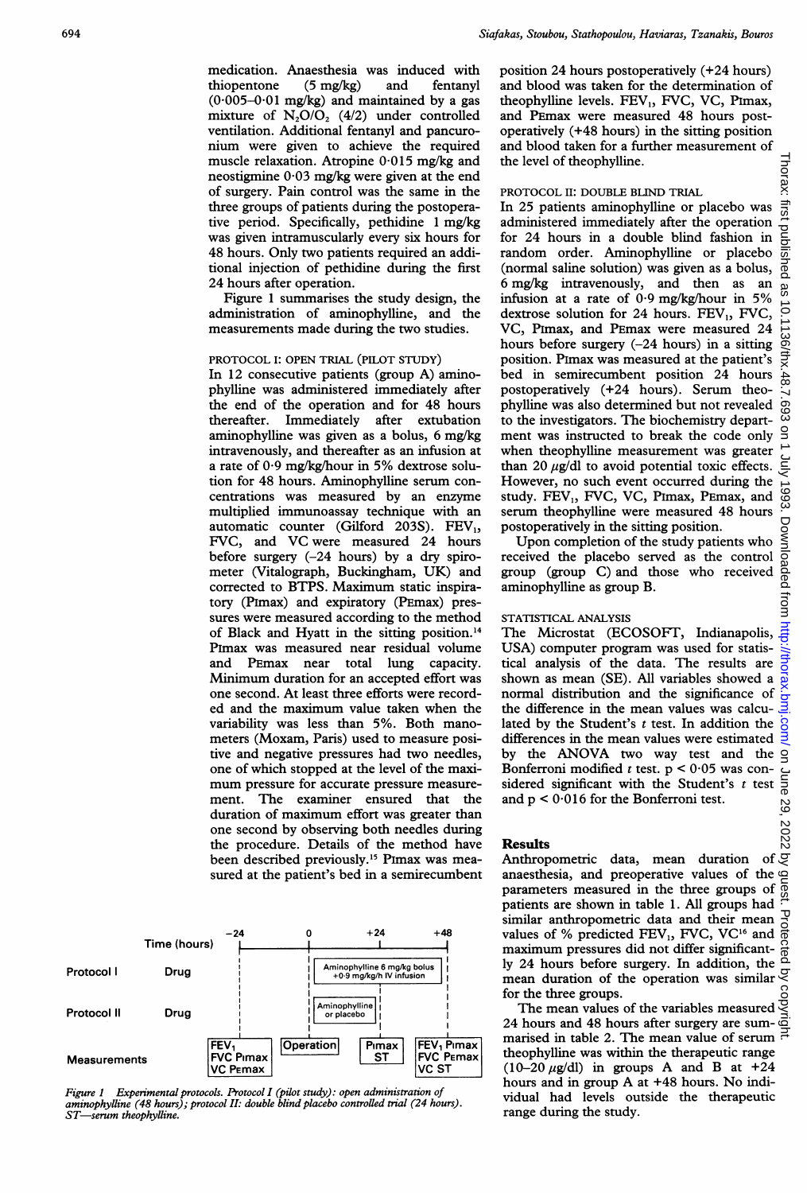medication. Anaesthesia was induced with thiopentone (5 mg/kg) and fentanyl (0·005–0·01 mg/kg) and maintained by a gas mixture of $N_2O/O_2$ (4/2) under controlled ventilation. Additional fentanyl and pancuronium were given to achieve the required muscle relaxation. Atropine 0·015 mg/kg and neostigmine 0·03 mg/kg were given at the end of surgery. Pain control was the same in the three groups of patients during the postoperative period. Specifically, pethidine 1 mg/kg was given intramuscularly every six hours for 48 hours. Only two patients required an additional injection of pethidine during the first 24 hours after operation.

Figure 1 summarises the study design, the administration of aminophylline, and the measurements made during the two studies.

PROTOCOL I: OPEN TRIAL (PILOT STUDY)

In 12 consecutive patients (group A) aminophylline was administered immediately after the end of the operation and for 48 hours thereafter. Immediately after extubation aminophylline was given as a bolus, 6 mg/kg intravenously, and thereafter as an infusion at a rate of 0·9 mg/kg/hour in 5% dextrose solution for 48 hours. Aminophylline serum concentrations was measured by an enzyme multiplied immunoassay technique with an automatic counter (Gilford 203S). $FEV_1$, FVC, and VC were measured 24 hours before surgery (–24 hours) by a dry spirometer (Vitalograph, Buckingham, UK) and corrected to BTPS. Maximum static inspiratory (PImax) and expiratory (PEmax) pressures were measured according to the method of Black and Hyatt in the sitting position.[14] PImax was measured near residual volume and PEmax near total lung capacity. Minimum duration for an accepted effort was one second. At least three efforts were recorded and the maximum value taken when the variability was less than 5%. Both manometers (Moxam, Paris) used to measure positive and negative pressures had two needles, one of which stopped at the level of the maximum pressure for accurate pressure measurement. The examiner ensured that the duration of maximum effort was greater than one second by observing both needles during the procedure. Details of the method have been described previously.[15] PImax was measured at the patient's bed in a semirecumbent position 24 hours postoperatively (+24 hours) and blood was taken for the determination of theophylline levels. $FEV_1$, FVC, VC, PImax, and PEmax were measured 48 hours postoperatively (+48 hours) in the sitting position and blood taken for a further measurement of the level of theophylline.

Time (hours) –24 0 +24 +48

Protocol I Drug Aminophylline 6 mg/kg bolus +0·9 mg/kg/h IV infusion

Protocol II Drug Aminophylline or placebo

Measurements $FEV_1$ FVC PImax VC PEmax Operation PImax ST $FEV_1$ PImax FVC PEmax VC ST

*Figure 1 Experimental protocols. Protocol I (pilot study): open administration of aminophylline (48 hours); protocol II: double blind placebo controlled trial (24 hours). ST—serum theophylline.*

PROTOCOL II: DOUBLE BLIND TRIAL

In 25 patients aminophylline or placebo was administered immediately after the operation for 24 hours in a double blind fashion in random order. Aminophylline or placebo (normal saline solution) was given as a bolus, 6 mg/kg intravenously, and then as an infusion at a rate of 0·9 mg/kg/hour in 5% dextrose solution for 24 hours. $FEV_1$, FVC, VC, PImax, and PEmax were measured 24 hours before surgery (–24 hours) in a sitting position. PImax was measured at the patient's bed in semirecumbent position 24 hours postoperatively (+24 hours). Serum theophylline was also determined but not revealed to the investigators. The biochemistry department was instructed to break the code only when theophylline measurement was greater than 20 µg/dl to avoid potential toxic effects. However, no such event occurred during the study. $FEV_1$, FVC, VC, PImax, PEmax, and serum theophylline were measured 48 hours postoperatively in the sitting position.

Upon completion of the study patients who received the placebo served as the control group (group C) and those who received aminophylline as group B.

STATISTICAL ANALYSIS

The Microstat (ECOSOFT, Indianapolis, USA) computer program was used for statistical analysis of the data. The results are shown as mean (SE). All variables showed a normal distribution and the significance of the difference in the mean values was calculated by the Student's *t* test. In addition the differences in the mean values were estimated by the ANOVA two way test and the Bonferroni modified *t* test. $p < 0·05$ was considered significant with the Student's *t* test and $p < 0·016$ for the Bonferroni test.

## Results

Anthropometric data, mean duration of anaesthesia, and preoperative values of the parameters measured in the three groups of patients are shown in table 1. All groups had similar anthropometric data and their mean values of % predicted $FEV_1$, FVC, VC[16] and maximum pressures did not differ significantly 24 hours before surgery. In addition, the mean duration of the operation was similar for the three groups.

The mean values of the variables measured 24 hours and 48 hours after surgery are summarised in table 2. The mean value of serum theophylline was within the therapeutic range (10–20 µg/dl) in groups A and B at +24 hours and in group A at +48 hours. No individual had levels outside the therapeutic range during the study.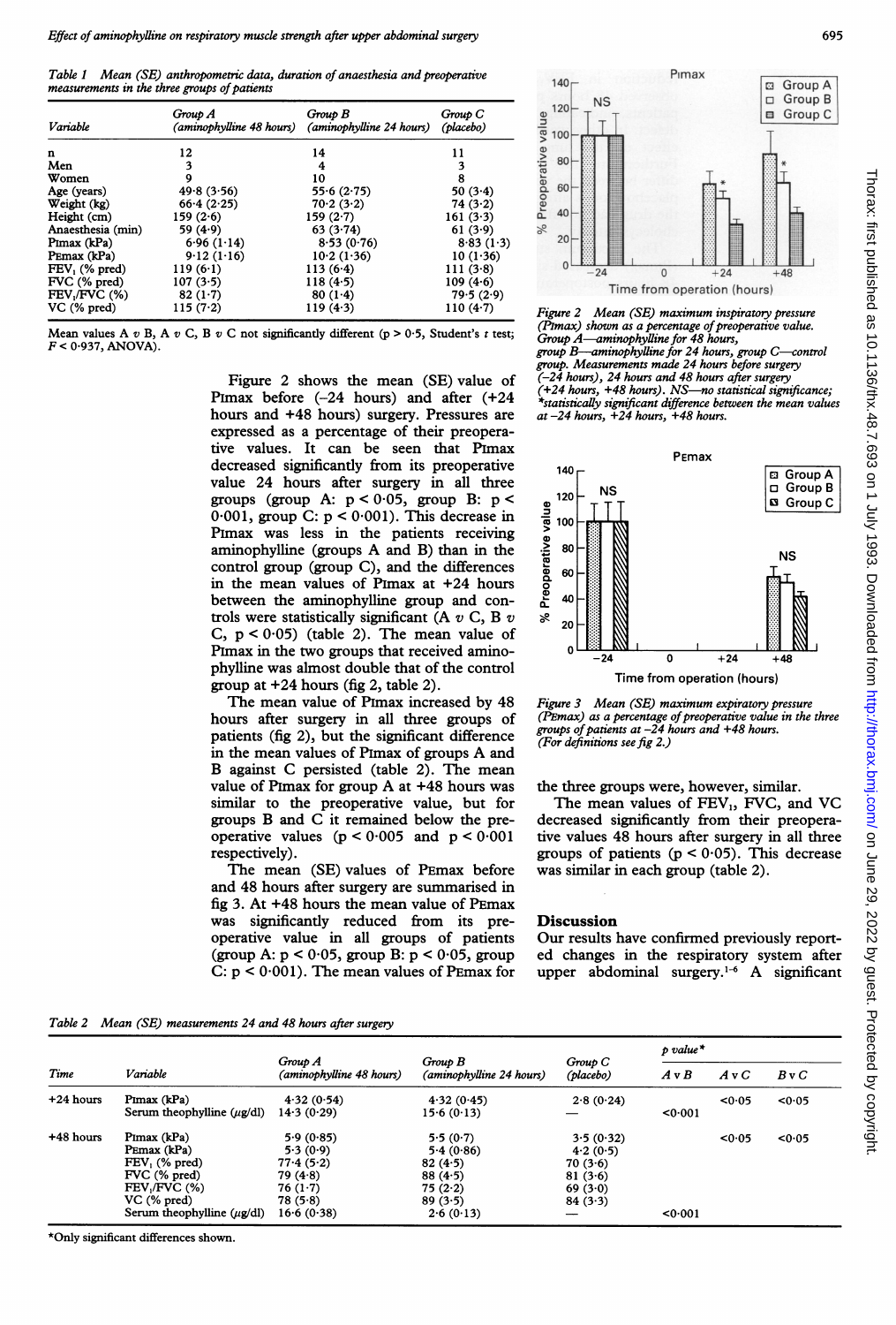Table 1 Mean (SE) anthropometric data, duration of anaesthesia and preoperative measurements in the three groups of patients

| Variable | Group A (aminophylline 48 hours) | Group B (aminophylline 24 hours) | Group C (placebo) |
|---|---|---|---|
| n | 12 | 14 | 11 |
| Men | 3 | 4 | 3 |
| Women | 9 | 10 | 8 |
| Age (years) | 49·8 (3·56) | 55·6 (2·75) | 50 (3·4) |
| Weight (kg) | 66·4 (2·25) | 70·2 (3·2) | 74 (3·2) |
| Height (cm) | 159 (2·6) | 159 (2·7) | 161 (3·3) |
| Anaesthesia (min) | 59 (4·9) | 63 (3·74) | 61 (3·9) |
| PImax (kPa) | 6·96 (1·14) | 8·53 (0·76) | 8·83 (1·3) |
| PEmax (kPa) | 9·12 (1·16) | 10·2 (1·36) | 10 (1·36) |
| $FEV_1$ (% pred) | 119 (6·1) | 113 (6·4) | 111 (3·8) |
| FVC (% pred) | 107 (3·5) | 118 (4·5) | 109 (4·6) |
| $FEV_1$/FVC (%) | 82 (1·7) | 80 (1·4) | 79·5 (2·9) |
| VC (% pred) | 115 (7·2) | 119 (4·3) | 110 (4·7) |

Mean values A v B, A v C, B v C not significantly different ($p > 0·5$, Student's t test; $F < 0·937$, ANOVA).

Figure 2 shows the mean (SE) value of PImax before (−24 hours) and after (+24 hours and +48 hours) surgery. Pressures are expressed as a percentage of their preoperative values. It can be seen that PImax decreased significantly from its preoperative value 24 hours after surgery in all three groups (group A: $p < 0·05$, group B: $p < 0·001$, group C: $p < 0·001$). This decrease in PImax was less in the patients receiving aminophylline (groups A and B) than in the control group (group C), and the differences in the mean values of PImax at +24 hours between the aminophylline group and controls were statistically significant (A v C, B v C, $p < 0·05$) (table 2). The mean value of PImax in the two groups that received aminophylline was almost double that of the control group at +24 hours (fig 2, table 2).

The mean value of PImax increased by 48 hours after surgery in all three groups of patients (fig 2), but the significant difference in the mean values of PImax of groups A and B against C persisted (table 2). The mean value of PImax for group A at +48 hours was similar to the preoperative value, but for groups B and C it remained below the preoperative values ($p < 0·005$ and $p < 0·001$ respectively).

The mean (SE) values of PEmax before and 48 hours after surgery are summarised in fig 3. At +48 hours the mean value of PEmax was significantly reduced from its preoperative value in all groups of patients (group A: $p < 0·05$, group B: $p < 0·05$, group C: $p < 0·001$). The mean values of PEmax for the three groups were, however, similar.

The mean values of $FEV_1$, FVC, and VC decreased significantly from their preoperative values 48 hours after surgery in all three groups of patients ($p < 0·05$). This decrease was similar in each group (table 2).

PImax
Group A
Group B
Group C
NS
*
*
% Preoperative value
140
120
100
80
60
40
20
0
−24
0
+24
+48
Time from operation (hours)

Figure 2 Mean (SE) maximum inspiratory pressure (PImax) shown as a percentage of preoperative value. Group A—aminophylline for 48 hours, group B—aminophylline for 24 hours, group C—control group. Measurements made 24 hours before surgery (−24 hours), 24 hours and 48 hours after surgery (+24 hours, +48 hours). NS—no statistical significance; *statistically significant difference between the mean values at −24 hours, +24 hours, +48 hours.

PEmax
Group A
Group B
Group C
NS
NS
% Preoperative value
140
120
100
80
60
40
20
0
−24
0
+24
+48
Time from operation (hours)

Figure 3 Mean (SE) maximum expiratory pressure (PEmax) as a percentage of preoperative value in the three groups of patients at −24 hours and +48 hours. (For definitions see fig 2.)

## Discussion

Our results have confirmed previously reported changes in the respiratory system after upper abdominal surgery.[1-6] A significant

Table 2 Mean (SE) measurements 24 and 48 hours after surgery

| Time | Variable | Group A (aminophylline 48 hours) | Group B (aminophylline 24 hours) | Group C (placebo) | p value* A v B | A v C | B v C |
|---|---|---|---|---|---|---|---|
| +24 hours | PImax (kPa) | 4·32 (0·54) | 4·32 (0·45) | 2·8 (0·24) | | <0·05 | <0·05 |
| | Serum theophylline (μg/dl) | 14·3 (0·29) | 15·6 (0·13) | — | <0·001 | | |
| +48 hours | PImax (kPa) | 5·9 (0·85) | 5·5 (0·7) | 3·5 (0·32) | | <0·05 | <0·05 |
| | PEmax (kPa) | 5·3 (0·9) | 5·4 (0·86) | 4·2 (0·5) | | | |
| | $FEV_1$ (% pred) | 77·4 (5·2) | 82 (4·5) | 70 (3·6) | | | |
| | FVC (% pred) | 79 (4·8) | 88 (4·5) | 81 (3·6) | | | |
| | $FEV_1$/FVC (%) | 76 (1·7) | 75 (2·2) | 69 (3·0) | | | |
| | VC (% pred) | 78 (5·8) | 89 (3·5) | 84 (3·3) | | | |
| | Serum theophylline (μg/dl) | 16·6 (0·38) | 2·6 (0·13) | — | <0·001 | | |

*Only significant differences shown.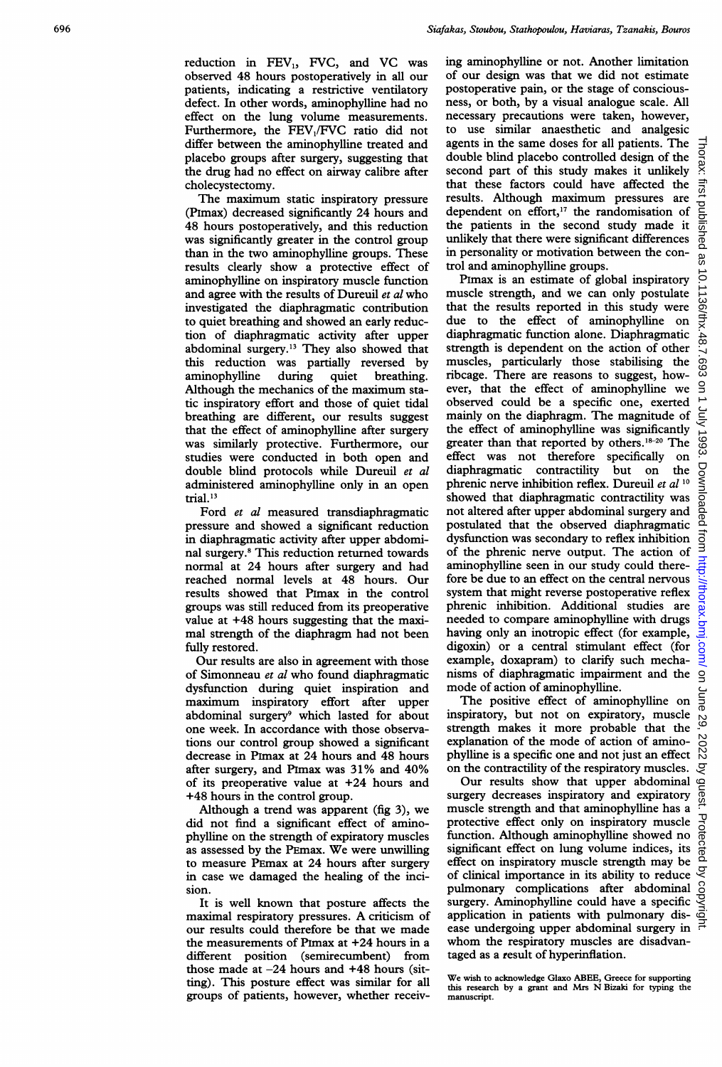reduction in $FEV_1$, FVC, and VC was observed 48 hours postoperatively in all our patients, indicating a restrictive ventilatory defect. In other words, aminophylline had no effect on the lung volume measurements. Furthermore, the $FEV_1$/FVC ratio did not differ between the aminophylline treated and placebo groups after surgery, suggesting that the drug had no effect on airway calibre after cholecystectomy.

The maximum static inspiratory pressure (PImax) decreased significantly 24 hours and 48 hours postoperatively, and this reduction was significantly greater in the control group than in the two aminophylline groups. These results clearly show a protective effect of aminophylline on inspiratory muscle function and agree with the results of Dureuil *et al* who investigated the diaphragmatic contribution to quiet breathing and showed an early reduction of diaphragmatic activity after upper abdominal surgery.[13] They also showed that this reduction was partially reversed by aminophylline during quiet breathing. Although the mechanics of the maximum static inspiratory effort and those of quiet tidal breathing are different, our results suggest that the effect of aminophylline after surgery was similarly protective. Furthermore, our studies were conducted in both open and double blind protocols while Dureuil *et al* administered aminophylline only in an open trial.[13]

Ford *et al* measured transdiaphragmatic pressure and showed a significant reduction in diaphragmatic activity after upper abdominal surgery.[8] This reduction returned towards normal at 24 hours after surgery and had reached normal levels at 48 hours. Our results showed that PImax in the control groups was still reduced from its preoperative value at +48 hours suggesting that the maximal strength of the diaphragm had not been fully restored.

Our results are also in agreement with those of Simonneau *et al* who found diaphragmatic dysfunction during quiet inspiration and maximum inspiratory effort after upper abdominal surgery[9] which lasted for about one week. In accordance with those observations our control group showed a significant decrease in PImax at 24 hours and 48 hours after surgery, and PImax was 31% and 40% of its preoperative value at +24 hours and +48 hours in the control group.

Although a trend was apparent (fig 3), we did not find a significant effect of aminophylline on the strength of expiratory muscles as assessed by the PEmax. We were unwilling to measure PEmax at 24 hours after surgery in case we damaged the healing of the incision.

It is well known that posture affects the maximal respiratory pressures. A criticism of our results could therefore be that we made the measurements of PImax at +24 hours in a different position (semirecumbent) from those made at −24 hours and +48 hours (sitting). This posture effect was similar for all groups of patients, however, whether receiving aminophylline or not. Another limitation of our design was that we did not estimate postoperative pain, or the stage of consciousness, or both, by a visual analogue scale. All necessary precautions were taken, however, to use similar anaesthetic and analgesic agents in the same doses for all patients. The double blind placebo controlled design of the second part of this study makes it unlikely that these factors could have affected the results. Although maximum pressures are dependent on effort,[17] the randomisation of the patients in the second study made it unlikely that there were significant differences in personality or motivation between the control and aminophylline groups.

PImax is an estimate of global inspiratory muscle strength, and we can only postulate that the results reported in this study were due to the effect of aminophylline on diaphragmatic function alone. Diaphragmatic strength is dependent on the action of other muscles, particularly those stabilising the ribcage. There are reasons to suggest, however, that the effect of aminophylline we observed could be a specific one, exerted mainly on the diaphragm. The magnitude of the effect of aminophylline was significantly greater than that reported by others.[18-20] The effect was not therefore specifically on diaphragmatic contractility but on the phrenic nerve inhibition reflex. Dureuil *et al*[10] showed that diaphragmatic contractility was not altered after upper abdominal surgery and postulated that the observed diaphragmatic dysfunction was secondary to reflex inhibition of the phrenic nerve output. The action of aminophylline seen in our study could therefore be due to an effect on the central nervous system that might reverse postoperative reflex phrenic inhibition. Additional studies are needed to compare aminophylline with drugs having only an inotropic effect (for example, digoxin) or a central stimulant effect (for example, doxapram) to clarify such mechanisms of diaphragmatic impairment and the mode of action of aminophylline.

The positive effect of aminophylline on inspiratory, but not on expiratory, muscle strength makes it more probable that the explanation of the mode of action of aminophylline is a specific one and not just an effect on the contractility of the respiratory muscles.

Our results show that upper abdominal surgery decreases inspiratory and expiratory muscle strength and that aminophylline has a protective effect only on inspiratory muscle function. Although aminophylline showed no significant effect on lung volume indices, its effect on inspiratory muscle strength may be of clinical importance in its ability to reduce pulmonary complications after abdominal surgery. Aminophylline could have a specific application in patients with pulmonary disease undergoing upper abdominal surgery in whom the respiratory muscles are disadvantaged as a result of hyperinflation.

We wish to acknowledge Glaxo ABEE, Greece for supporting this research by a grant and Mrs N Bizaki for typing the manuscript.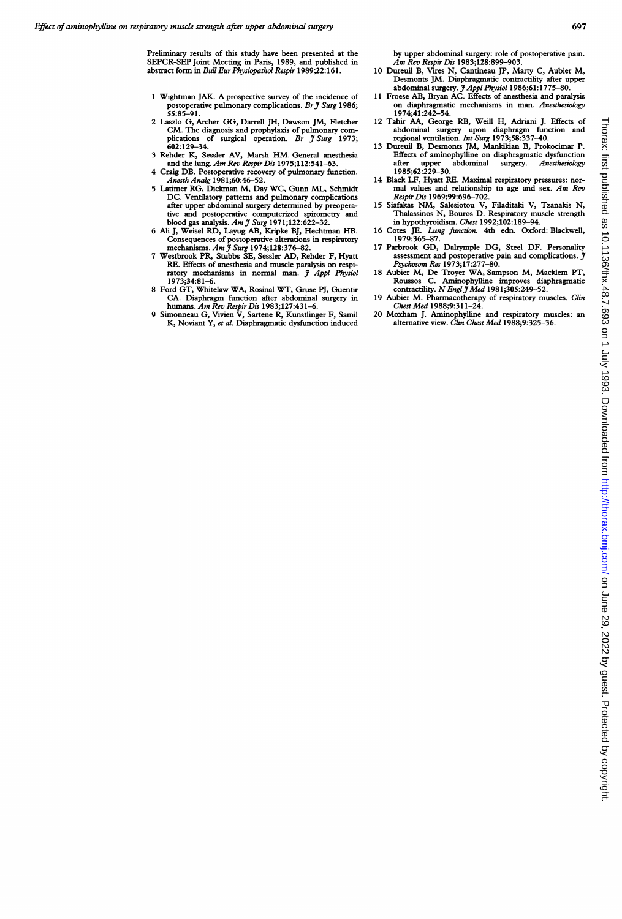Preliminary results of this study have been presented at the SEPCR-SEP Joint Meeting in Paris, 1989, and published in abstract form in *Bull Eur Physiopathol Respir* 1989;22:161.

1. Wightman JAK. A prospective survey of the incidence of postoperative pulmonary complications. *Br J Surg* 1986; 55:85–91.
2. Laszlo G, Archer GG, Darrell JH, Dawson JM, Fletcher CM. The diagnosis and prophylaxis of pulmonary complications of surgical operation. *Br J Surg* 1973; 602:129–34.
3. Rehder K, Sessler AV, Marsh HM. General anesthesia and the lung. *Am Rev Respir Dis* 1975;112:541–63.
4. Craig DB. Postoperative recovery of pulmonary function. *Anesth Analg* 1981;60:46–52.
5. Latimer RG, Dickman M, Day WC, Gunn ML, Schmidt DC. Ventilatory patterns and pulmonary complications after upper abdominal surgery determined by preoperative and postoperative computerized spirometry and blood gas analysis. *Am J Surg* 1971;122:622–32.
6. Ali J, Weisel RD, Layug AB, Kripke BJ, Hechtman HB. Consequences of postoperative alterations in respiratory mechanisms. *Am J Surg* 1974;128:376–82.
7. Westbrook PR, Stubbs SE, Sessler AD, Rehder F, Hyatt RE. Effects of anesthesia and muscle paralysis on respiratory mechanisms in normal man. *J Appl Physiol* 1973;34:81–6.
8. Ford GT, Whitelaw WA, Rosinal WT, Gruse PJ, Guentir CA. Diaphragm function after abdominal surgery in humans. *Am Rev Respir Dis* 1983;127:431–6.
9. Simonneau G, Vivien V, Sartene R, Kunstlinger F, Samil K, Noviant Y, *et al.* Diaphragmatic dysfunction induced by upper abdominal surgery: role of postoperative pain. *Am Rev Respir Dis* 1983;128:899–903.
10. Dureuil B, Vires N, Cantineau JP, Marty C, Aubier M, Desmonts JM. Diaphragmatic contractility after upper abdominal surgery. *J Appl Physiol* 1986;61:1775–80.
11. Froese AB, Bryan AC. Effects of anesthesia and paralysis on diaphragmatic mechanisms in man. *Anesthesiology* 1974;41:242–54.
12. Tahir AA, George RB, Weill H, Adriani J. Effects of abdominal surgery upon diaphragm function and regional ventilation. *Int Surg* 1973;58:337–40.
13. Dureuil B, Desmonts JM, Mankikian B, Prokocimar P. Effects of aminophylline on diaphragmatic dysfunction after upper abdominal surgery. *Anesthesiology* 1985;62:229–30.
14. Black LF, Hyatt RE. Maximal respiratory pressures: normal values and relationship to age and sex. *Am Rev Respir Dis* 1969;99:696–702.
15. Siafakas NM, Salesiotou V, Filaditaki V, Tzanakis N, Thalassinos N, Bouros D. Respiratory muscle strength in hypothyroidism. *Chest* 1992;102:189–94.
16. Cotes JE. *Lung function.* 4th edn. Oxford: Blackwell, 1979:365–87.
17. Parbrook GD, Dalrymple DG, Steel DF. Personality assessment and postoperative pain and complications. *J Psychosom Res* 1973;17:277–80.
18. Aubier M, De Troyer WA, Sampson M, Macklem PT, Roussos C. Aminophylline improves diaphragmatic contractility. *N Engl J Med* 1981;305:249–52.
19. Aubier M. Pharmacotherapy of respiratory muscles. *Clin Chest Med* 1988;9:311–24.
20. Moxham J. Aminophylline and respiratory muscles: an alternative view. *Clin Chest Med* 1988;9:325–36.